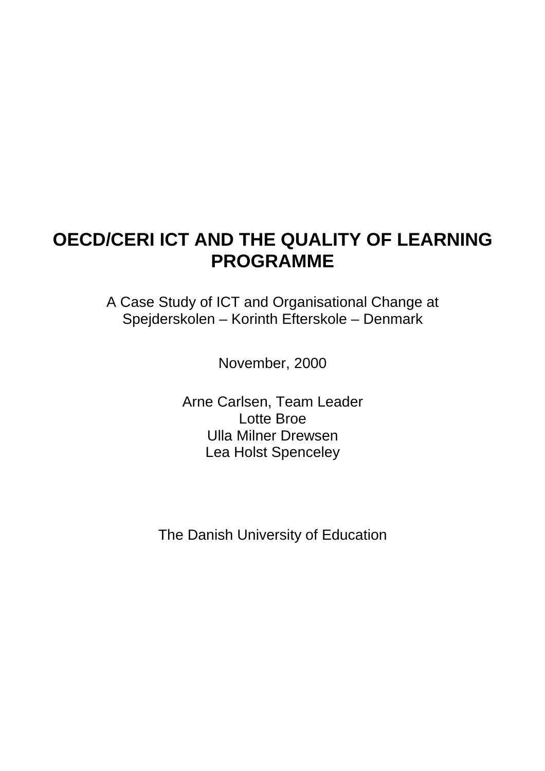# OECD/CERI ICT AND THE QUALITY OF LEARNING PROGRAMME

A Case Study of ICT and Organisational Change at
Spejderskolen – Korinth Efterskole – Denmark

November, 2000

Arne Carlsen, Team Leader
Lotte Broe
Ulla Milner Drewsen
Lea Holst Spenceley

The Danish University of Education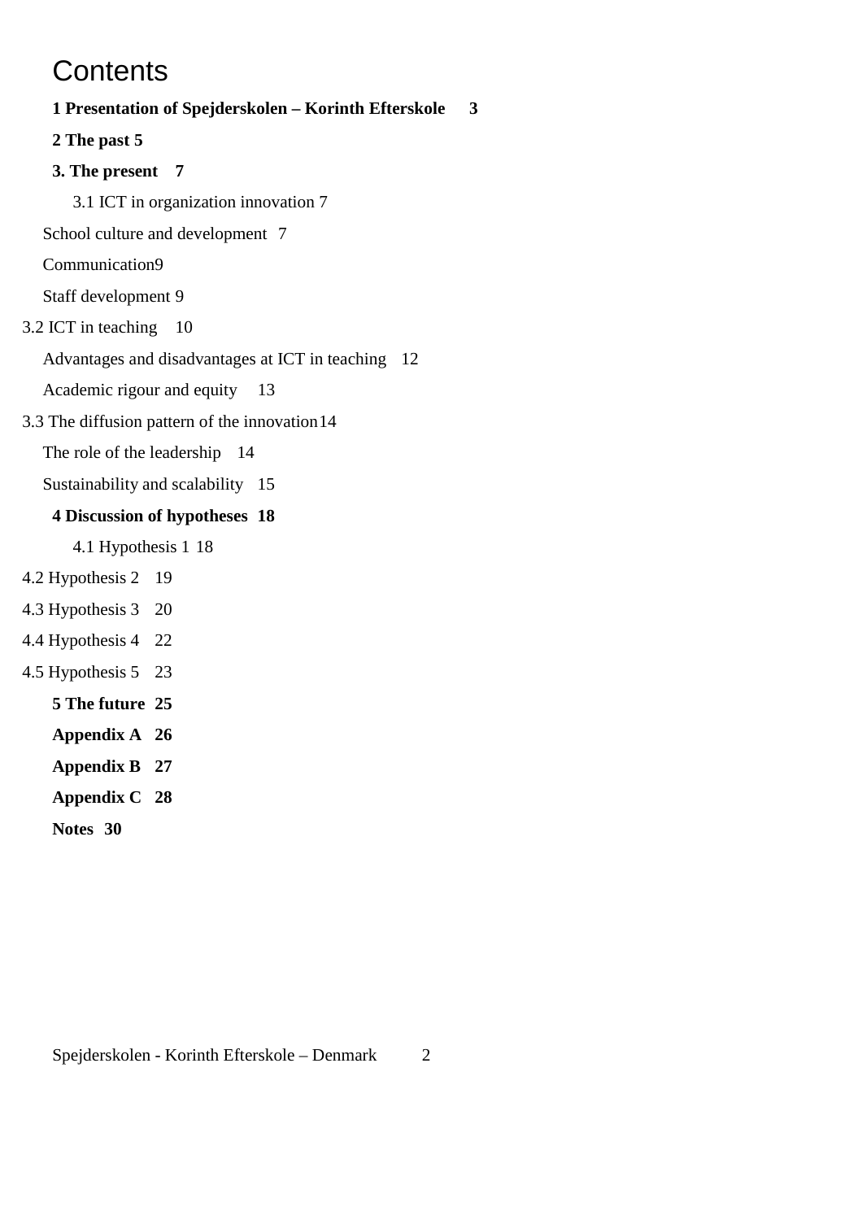# Contents

**1 Presentation of Spejderskolen – Korinth Efterskole 3**

**2 The past 5**

**3. The present 7**

3.1 ICT in organization innovation 7

School culture and development 7

Communication 9

Staff development 9

3.2 ICT in teaching 10

Advantages and disadvantages at ICT in teaching 12

Academic rigour and equity 13

3.3 The diffusion pattern of the innovation 14

The role of the leadership 14

Sustainability and scalability 15

**4 Discussion of hypotheses 18**

4.1 Hypothesis 1 18

4.2 Hypothesis 2 19

4.3 Hypothesis 3 20

4.4 Hypothesis 4 22

4.5 Hypothesis 5 23

**5 The future 25**

**Appendix A 26**

**Appendix B 27**

**Appendix C 28**

**Notes 30**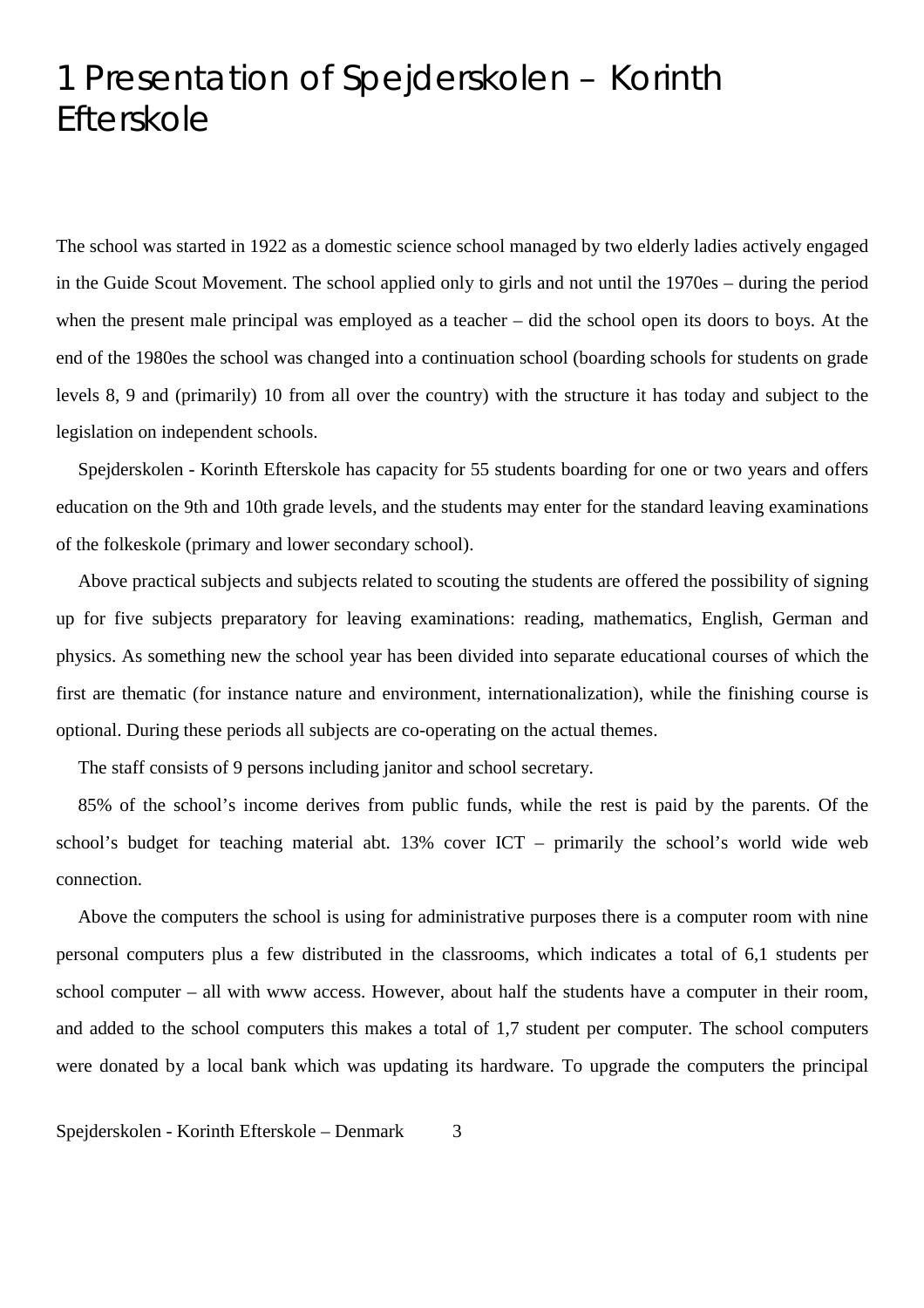# 1 Presentation of Spejderskolen – Korinth Efterskole

The school was started in 1922 as a domestic science school managed by two elderly ladies actively engaged in the Guide Scout Movement. The school applied only to girls and not until the 1970es – during the period when the present male principal was employed as a teacher – did the school open its doors to boys. At the end of the 1980es the school was changed into a continuation school (boarding schools for students on grade levels 8, 9 and (primarily) 10 from all over the country) with the structure it has today and subject to the legislation on independent schools.

Spejderskolen - Korinth Efterskole has capacity for 55 students boarding for one or two years and offers education on the 9th and 10th grade levels, and the students may enter for the standard leaving examinations of the folkeskole (primary and lower secondary school).

Above practical subjects and subjects related to scouting the students are offered the possibility of signing up for five subjects preparatory for leaving examinations: reading, mathematics, English, German and physics. As something new the school year has been divided into separate educational courses of which the first are thematic (for instance nature and environment, internationalization), while the finishing course is optional. During these periods all subjects are co-operating on the actual themes.

The staff consists of 9 persons including janitor and school secretary.

85% of the school's income derives from public funds, while the rest is paid by the parents. Of the school's budget for teaching material abt. 13% cover ICT – primarily the school's world wide web connection.

Above the computers the school is using for administrative purposes there is a computer room with nine personal computers plus a few distributed in the classrooms, which indicates a total of 6,1 students per school computer – all with www access. However, about half the students have a computer in their room, and added to the school computers this makes a total of 1,7 student per computer. The school computers were donated by a local bank which was updating its hardware. To upgrade the computers the principal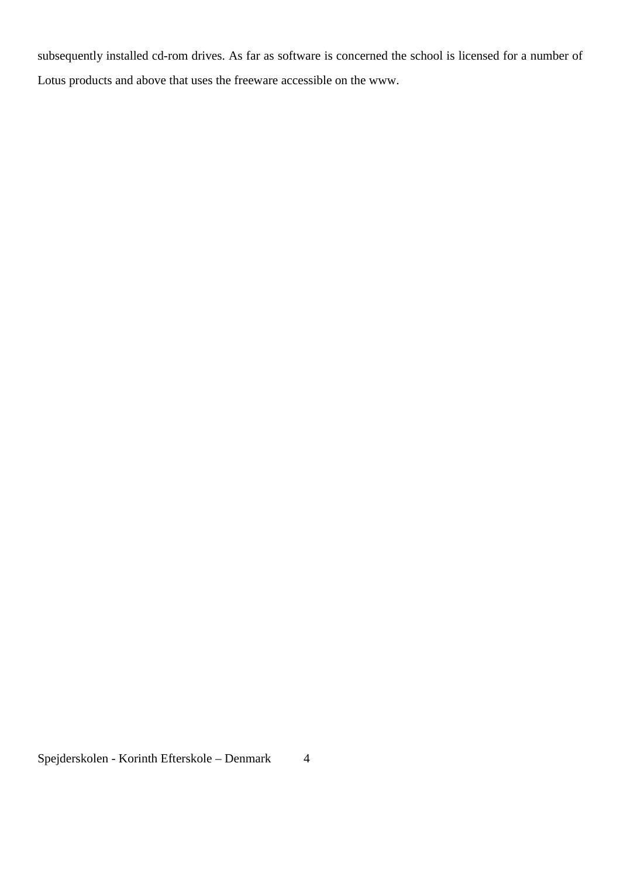subsequently installed cd-rom drives. As far as software is concerned the school is licensed for a number of Lotus products and above that uses the freeware accessible on the www.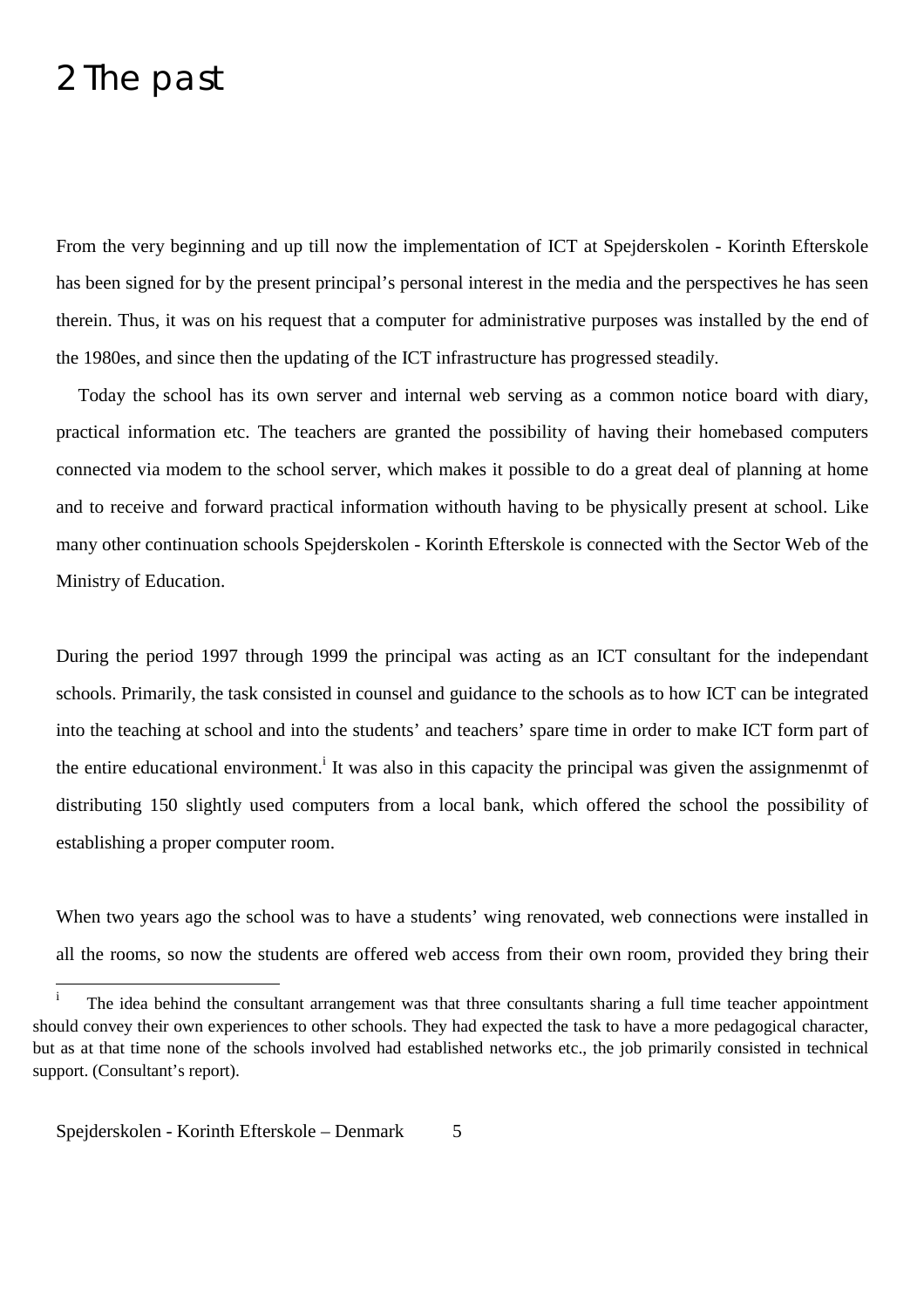# 2 The past

From the very beginning and up till now the implementation of ICT at Spejderskolen - Korinth Efterskole has been signed for by the present principal's personal interest in the media and the perspectives he has seen therein. Thus, it was on his request that a computer for administrative purposes was installed by the end of the 1980es, and since then the updating of the ICT infrastructure has progressed steadily.

Today the school has its own server and internal web serving as a common notice board with diary, practical information etc. The teachers are granted the possibility of having their homebased computers connected via modem to the school server, which makes it possible to do a great deal of planning at home and to receive and forward practical information withouth having to be physically present at school. Like many other continuation schools Spejderskolen - Korinth Efterskole is connected with the Sector Web of the Ministry of Education.

During the period 1997 through 1999 the principal was acting as an ICT consultant for the independant schools. Primarily, the task consisted in counsel and guidance to the schools as to how ICT can be integrated into the teaching at school and into the students' and teachers' spare time in order to make ICT form part of the entire educational environment.[i] It was also in this capacity the principal was given the assignenmt of distributing 150 slightly used computers from a local bank, which offered the school the possibility of establishing a proper computer room.

When two years ago the school was to have a students' wing renovated, web connections were installed in all the rooms, so now the students are offered web access from their own room, provided they bring their

[i] The idea behind the consultant arrangement was that three consultants sharing a full time teacher appointment should convey their own experiences to other schools. They had expected the task to have a more pedagogical character, but as at that time none of the schools involved had established networks etc., the job primarily consisted in technical support. (Consultant's report).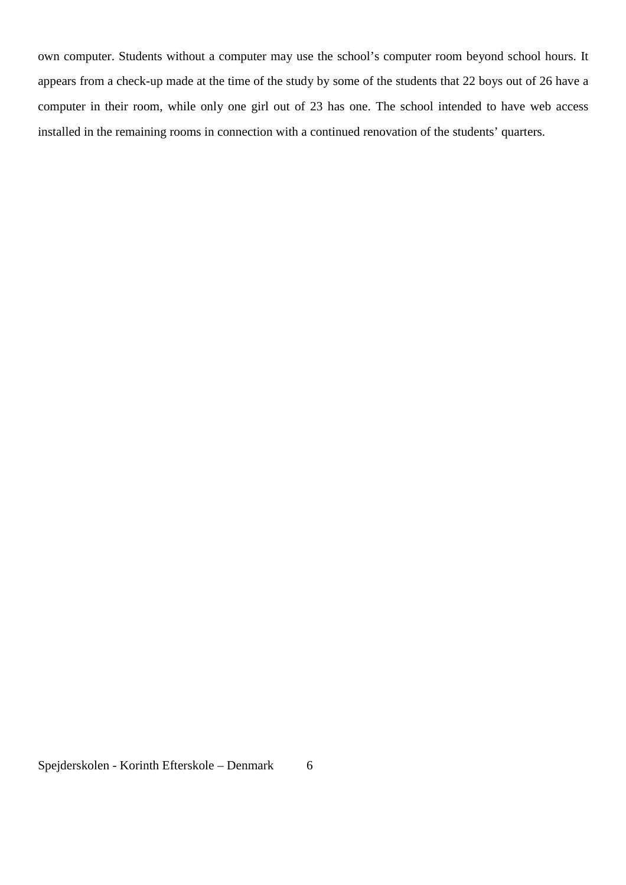own computer. Students without a computer may use the school's computer room beyond school hours. It appears from a check-up made at the time of the study by some of the students that 22 boys out of 26 have a computer in their room, while only one girl out of 23 has one. The school intended to have web access installed in the remaining rooms in connection with a continued renovation of the students' quarters.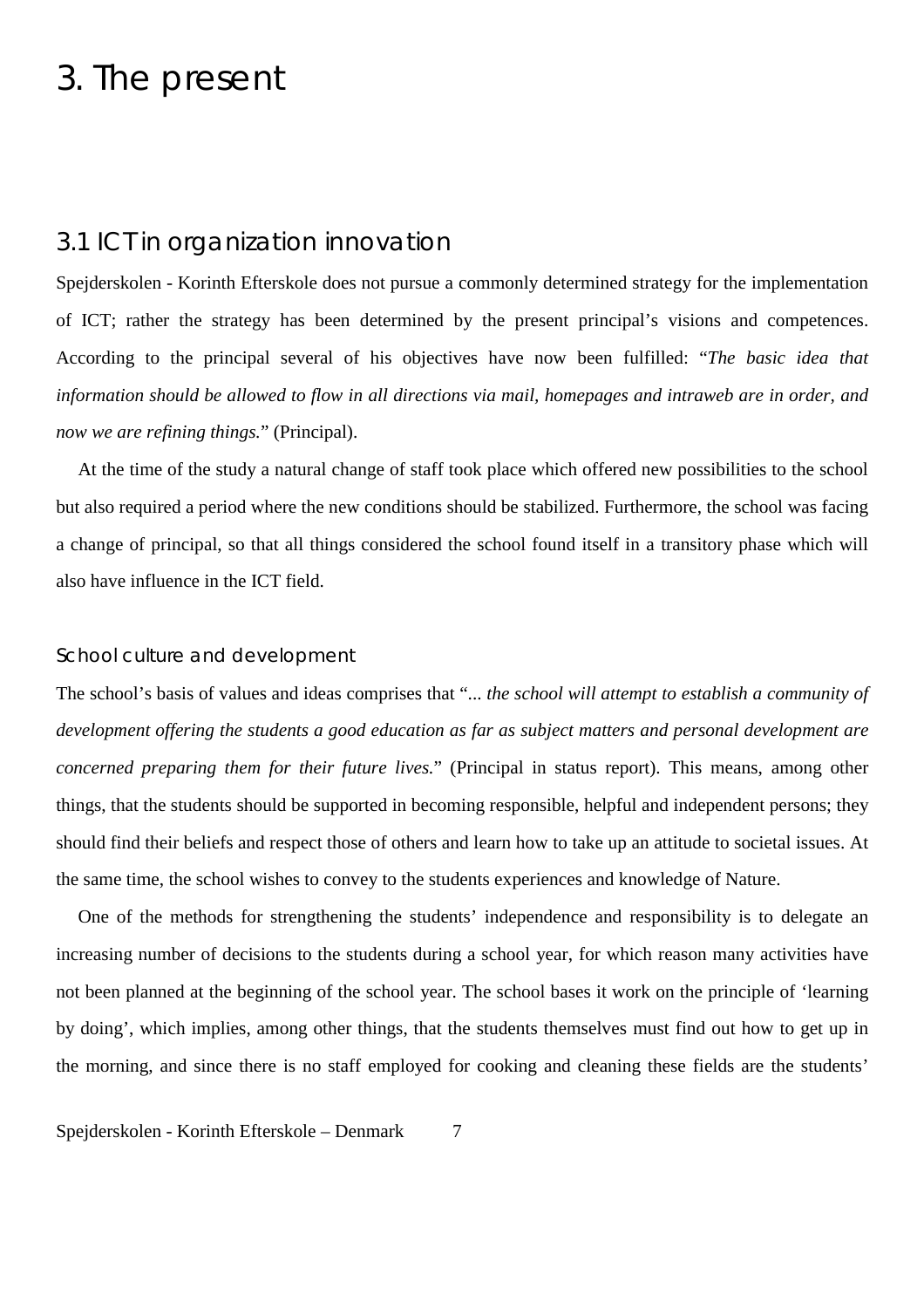# 3. The present

## 3.1 ICT in organization innovation

Spejderskolen - Korinth Efterskole does not pursue a commonly determined strategy for the implementation of ICT; rather the strategy has been determined by the present principal's visions and competences. According to the principal several of his objectives have now been fulfilled: "*The basic idea that information should be allowed to flow in all directions via mail, homepages and intraweb are in order, and now we are refining things.*" (Principal).

At the time of the study a natural change of staff took place which offered new possibilities to the school but also required a period where the new conditions should be stabilized. Furthermore, the school was facing a change of principal, so that all things considered the school found itself in a transitory phase which will also have influence in the ICT field.

### School culture and development

The school's basis of values and ideas comprises that "*... the school will attempt to establish a community of development offering the students a good education as far as subject matters and personal development are concerned preparing them for their future lives.*" (Principal in status report). This means, among other things, that the students should be supported in becoming responsible, helpful and independent persons; they should find their beliefs and respect those of others and learn how to take up an attitude to societal issues. At the same time, the school wishes to convey to the students experiences and knowledge of Nature.

One of the methods for strengthening the students' independence and responsibility is to delegate an increasing number of decisions to the students during a school year, for which reason many activities have not been planned at the beginning of the school year. The school bases it work on the principle of 'learning by doing', which implies, among other things, that the students themselves must find out how to get up in the morning, and since there is no staff employed for cooking and cleaning these fields are the students'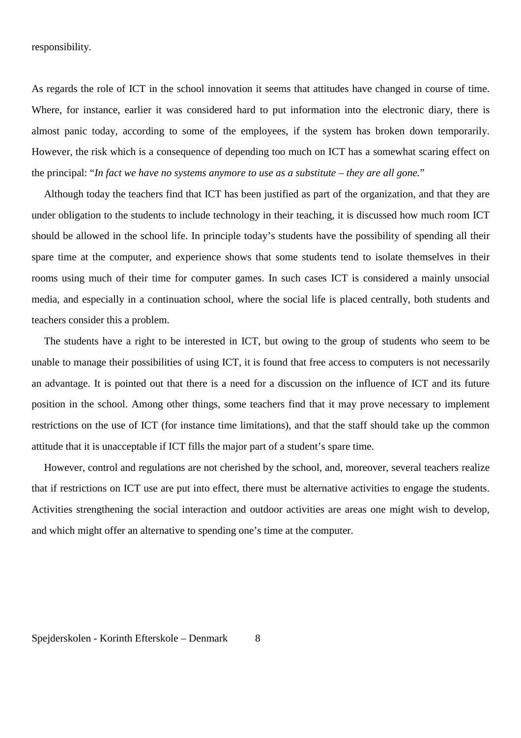responsibility.

As regards the role of ICT in the school innovation it seems that attitudes have changed in course of time. Where, for instance, earlier it was considered hard to put information into the electronic diary, there is almost panic today, according to some of the employees, if the system has broken down temporarily. However, the risk which is a consequence of depending too much on ICT has a somewhat scaring effect on the principal: "*In fact we have no systems anymore to use as a substitute – they are all gone.*"

Although today the teachers find that ICT has been justified as part of the organization, and that they are under obligation to the students to include technology in their teaching, it is discussed how much room ICT should be allowed in the school life. In principle today's students have the possibility of spending all their spare time at the computer, and experience shows that some students tend to isolate themselves in their rooms using much of their time for computer games. In such cases ICT is considered a mainly unsocial media, and especially in a continuation school, where the social life is placed centrally, both students and teachers consider this a problem.

The students have a right to be interested in ICT, but owing to the group of students who seem to be unable to manage their possibilities of using ICT, it is found that free access to computers is not necessarily an advantage. It is pointed out that there is a need for a discussion on the influence of ICT and its future position in the school. Among other things, some teachers find that it may prove necessary to implement restrictions on the use of ICT (for instance time limitations), and that the staff should take up the common attitude that it is unacceptable if ICT fills the major part of a student's spare time.

However, control and regulations are not cherished by the school, and, moreover, several teachers realize that if restrictions on ICT use are put into effect, there must be alternative activities to engage the students. Activities strengthening the social interaction and outdoor activities are areas one might wish to develop, and which might offer an alternative to spending one's time at the computer.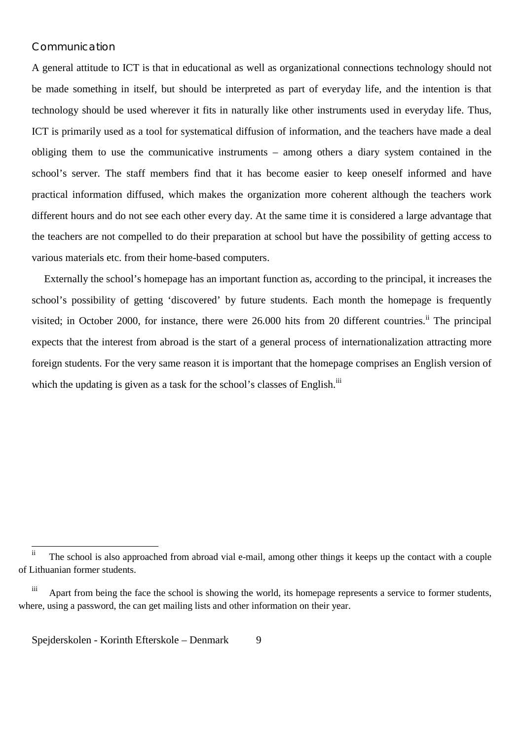### Communication

A general attitude to ICT is that in educational as well as organizational connections technology should not be made something in itself, but should be interpreted as part of everyday life, and the intention is that technology should be used wherever it fits in naturally like other instruments used in everyday life. Thus, ICT is primarily used as a tool for systematical diffusion of information, and the teachers have made a deal obliging them to use the communicative instruments – among others a diary system contained in the school's server. The staff members find that it has become easier to keep oneself informed and have practical information diffused, which makes the organization more coherent although the teachers work different hours and do not see each other every day. At the same time it is considered a large advantage that the teachers are not compelled to do their preparation at school but have the possibility of getting access to various materials etc. from their home-based computers.

Externally the school's homepage has an important function as, according to the principal, it increases the school's possibility of getting 'discovered' by future students. Each month the homepage is frequently visited; in October 2000, for instance, there were 26.000 hits from 20 different countries.[ii] The principal expects that the interest from abroad is the start of a general process of internationalization attracting more foreign students. For the very same reason it is important that the homepage comprises an English version of which the updating is given as a task for the school's classes of English.[iii]

---

[ii] The school is also approached from abroad vial e-mail, among other things it keeps up the contact with a couple of Lithuanian former students.

[iii] Apart from being the face the school is showing the world, its homepage represents a service to former students, where, using a password, the can get mailing lists and other information on their year.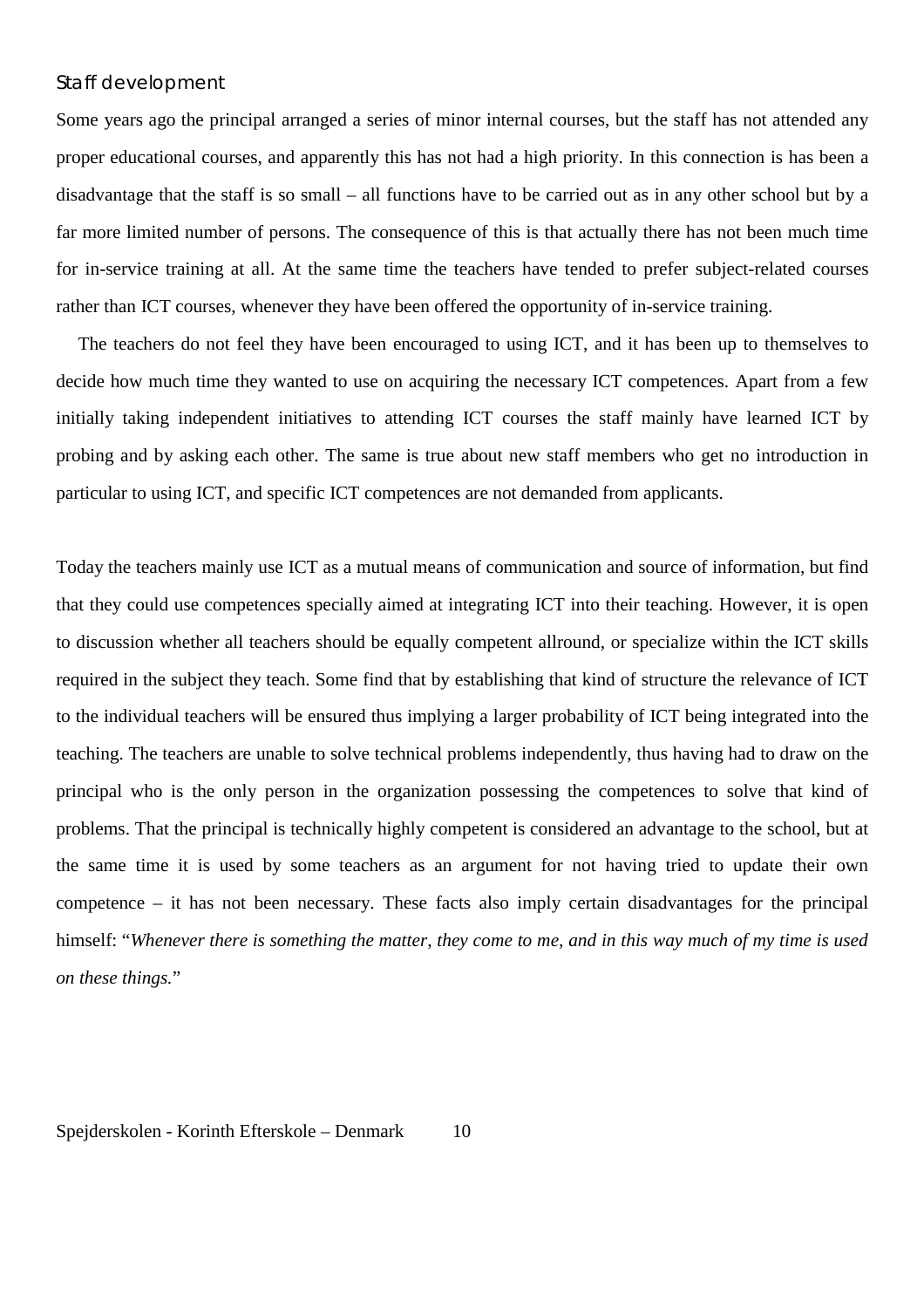### Staff development

Some years ago the principal arranged a series of minor internal courses, but the staff has not attended any proper educational courses, and apparently this has not had a high priority. In this connection is has been a disadvantage that the staff is so small – all functions have to be carried out as in any other school but by a far more limited number of persons. The consequence of this is that actually there has not been much time for in-service training at all. At the same time the teachers have tended to prefer subject-related courses rather than ICT courses, whenever they have been offered the opportunity of in-service training.

The teachers do not feel they have been encouraged to using ICT, and it has been up to themselves to decide how much time they wanted to use on acquiring the necessary ICT competences. Apart from a few initially taking independent initiatives to attending ICT courses the staff mainly have learned ICT by probing and by asking each other. The same is true about new staff members who get no introduction in particular to using ICT, and specific ICT competences are not demanded from applicants.

Today the teachers mainly use ICT as a mutual means of communication and source of information, but find that they could use competences specially aimed at integrating ICT into their teaching. However, it is open to discussion whether all teachers should be equally competent allround, or specialize within the ICT skills required in the subject they teach. Some find that by establishing that kind of structure the relevance of ICT to the individual teachers will be ensured thus implying a larger probability of ICT being integrated into the teaching. The teachers are unable to solve technical problems independently, thus having had to draw on the principal who is the only person in the organization possessing the competences to solve that kind of problems. That the principal is technically highly competent is considered an advantage to the school, but at the same time it is used by some teachers as an argument for not having tried to update their own competence – it has not been necessary. These facts also imply certain disadvantages for the principal himself: "*Whenever there is something the matter, they come to me, and in this way much of my time is used on these things.*"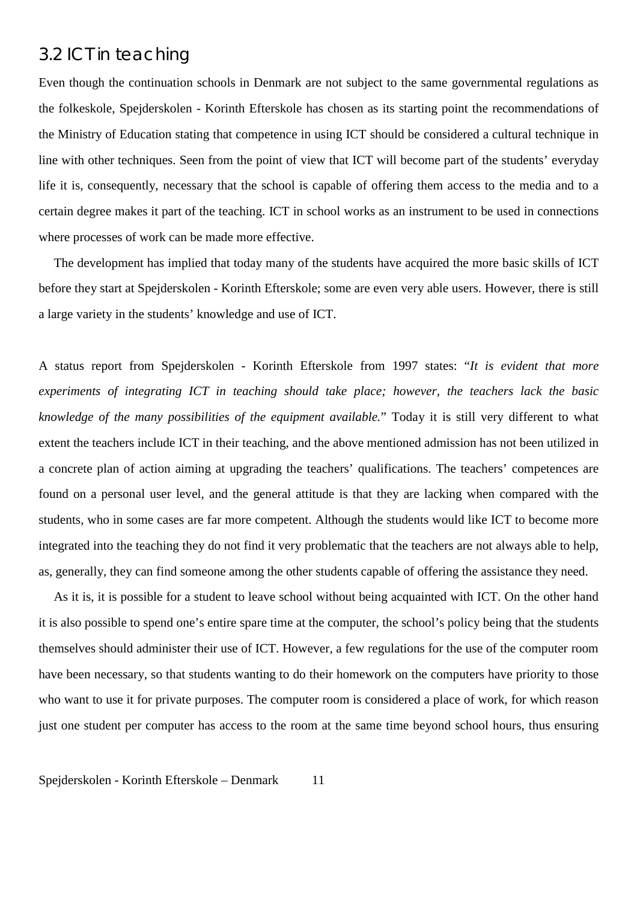## 3.2 ICT in teaching

Even though the continuation schools in Denmark are not subject to the same governmental regulations as the folkeskole, Spejderskolen - Korinth Efterskole has chosen as its starting point the recommendations of the Ministry of Education stating that competence in using ICT should be considered a cultural technique in line with other techniques. Seen from the point of view that ICT will become part of the students' everyday life it is, consequently, necessary that the school is capable of offering them access to the media and to a certain degree makes it part of the teaching. ICT in school works as an instrument to be used in connections where processes of work can be made more effective.

The development has implied that today many of the students have acquired the more basic skills of ICT before they start at Spejderskolen - Korinth Efterskole; some are even very able users. However, there is still a large variety in the students' knowledge and use of ICT.

A status report from Spejderskolen - Korinth Efterskole from 1997 states: "*It is evident that more experiments of integrating ICT in teaching should take place; however, the teachers lack the basic knowledge of the many possibilities of the equipment available.*" Today it is still very different to what extent the teachers include ICT in their teaching, and the above mentioned admission has not been utilized in a concrete plan of action aiming at upgrading the teachers' qualifications. The teachers' competences are found on a personal user level, and the general attitude is that they are lacking when compared with the students, who in some cases are far more competent. Although the students would like ICT to become more integrated into the teaching they do not find it very problematic that the teachers are not always able to help, as, generally, they can find someone among the other students capable of offering the assistance they need.

As it is, it is possible for a student to leave school without being acquainted with ICT. On the other hand it is also possible to spend one's entire spare time at the computer, the school's policy being that the students themselves should administer their use of ICT. However, a few regulations for the use of the computer room have been necessary, so that students wanting to do their homework on the computers have priority to those who want to use it for private purposes. The computer room is considered a place of work, for which reason just one student per computer has access to the room at the same time beyond school hours, thus ensuring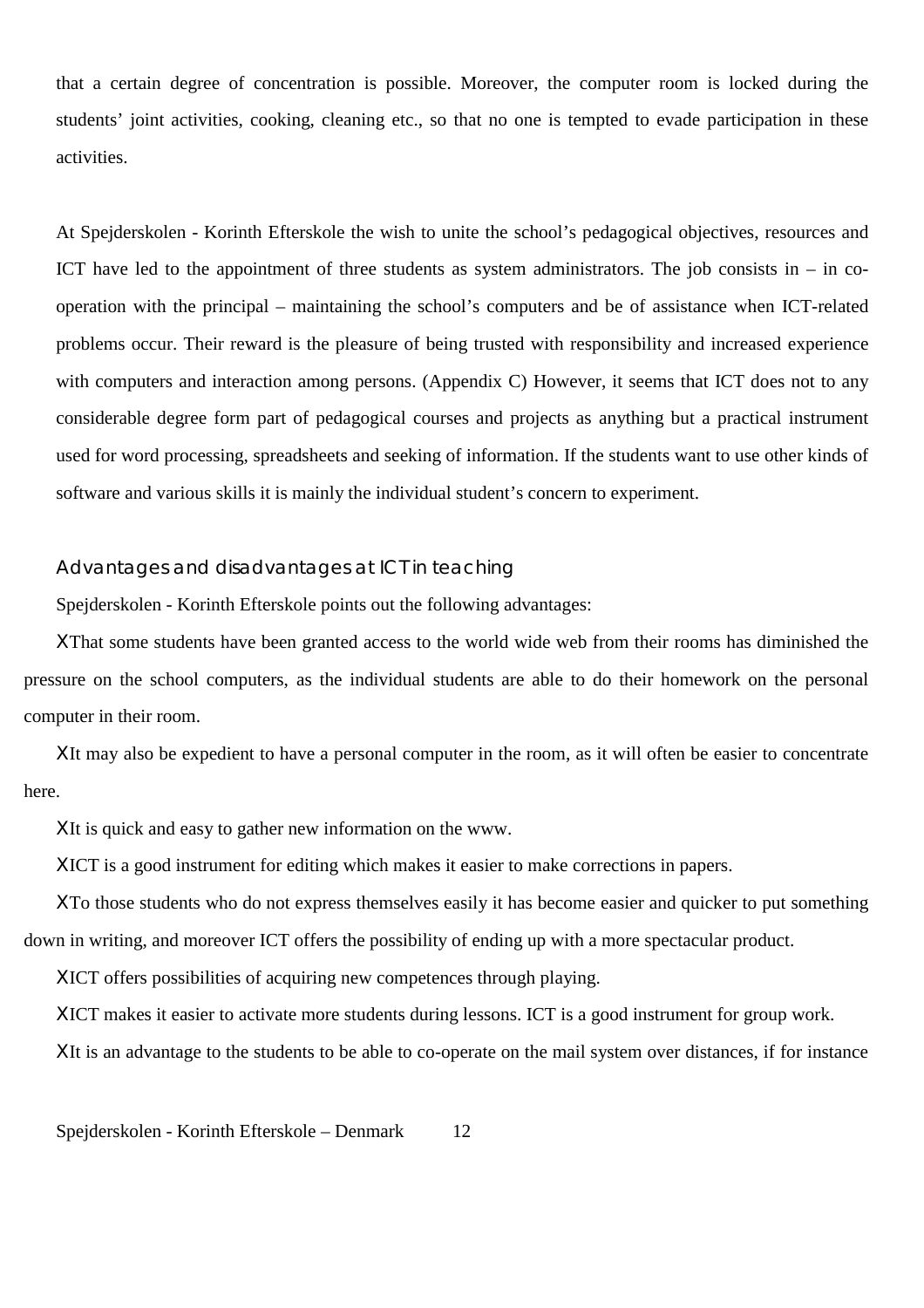that a certain degree of concentration is possible. Moreover, the computer room is locked during the students' joint activities, cooking, cleaning etc., so that no one is tempted to evade participation in these activities.

At Spejderskolen - Korinth Efterskole the wish to unite the school's pedagogical objectives, resources and ICT have led to the appointment of three students as system administrators. The job consists in – in co-operation with the principal – maintaining the school's computers and be of assistance when ICT-related problems occur. Their reward is the pleasure of being trusted with responsibility and increased experience with computers and interaction among persons. (Appendix C) However, it seems that ICT does not to any considerable degree form part of pedagogical courses and projects as anything but a practical instrument used for word processing, spreadsheets and seeking of information. If the students want to use other kinds of software and various skills it is mainly the individual student's concern to experiment.

### Advantages and disadvantages at ICT in teaching

Spejderskolen - Korinth Efterskole points out the following advantages:

- That some students have been granted access to the world wide web from their rooms has diminished the pressure on the school computers, as the individual students are able to do their homework on the personal computer in their room.
- It may also be expedient to have a personal computer in the room, as it will often be easier to concentrate here.
- It is quick and easy to gather new information on the www.
- ICT is a good instrument for editing which makes it easier to make corrections in papers.
- To those students who do not express themselves easily it has become easier and quicker to put something down in writing, and moreover ICT offers the possibility of ending up with a more spectacular product.
- ICT offers possibilities of acquiring new competences through playing.
- ICT makes it easier to activate more students during lessons. ICT is a good instrument for group work.
- It is an advantage to the students to be able to co-operate on the mail system over distances, if for instance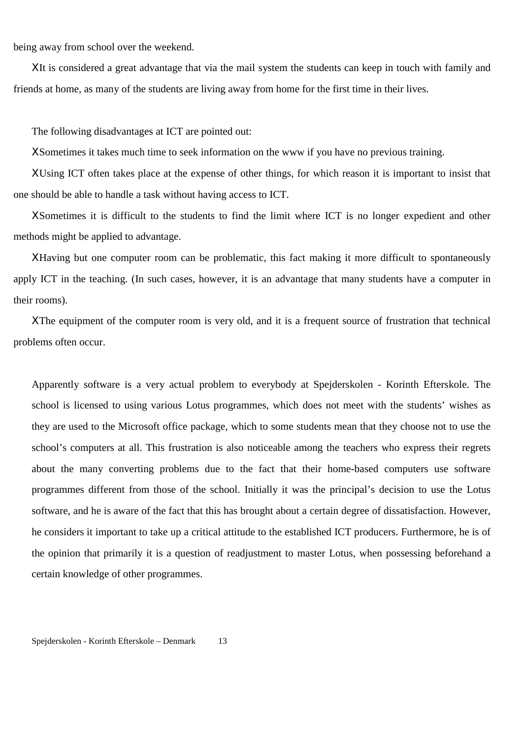being away from school over the weekend.

- It is considered a great advantage that via the mail system the students can keep in touch with family and friends at home, as many of the students are living away from home for the first time in their lives.

The following disadvantages at ICT are pointed out:

- Sometimes it takes much time to seek information on the www if you have no previous training.
- Using ICT often takes place at the expense of other things, for which reason it is important to insist that one should be able to handle a task without having access to ICT.
- Sometimes it is difficult to the students to find the limit where ICT is no longer expedient and other methods might be applied to advantage.
- Having but one computer room can be problematic, this fact making it more difficult to spontaneously apply ICT in the teaching. (In such cases, however, it is an advantage that many students have a computer in their rooms).
- The equipment of the computer room is very old, and it is a frequent source of frustration that technical problems often occur.

Apparently software is a very actual problem to everybody at Spejderskolen - Korinth Efterskole. The school is licensed to using various Lotus programmes, which does not meet with the students' wishes as they are used to the Microsoft office package, which to some students mean that they choose not to use the school's computers at all. This frustration is also noticeable among the teachers who express their regrets about the many converting problems due to the fact that their home-based computers use software programmes different from those of the school. Initially it was the principal's decision to use the Lotus software, and he is aware of the fact that this has brought about a certain degree of dissatisfaction. However, he considers it important to take up a critical attitude to the established ICT producers. Furthermore, he is of the opinion that primarily it is a question of readjustment to master Lotus, when possessing beforehand a certain knowledge of other programmes.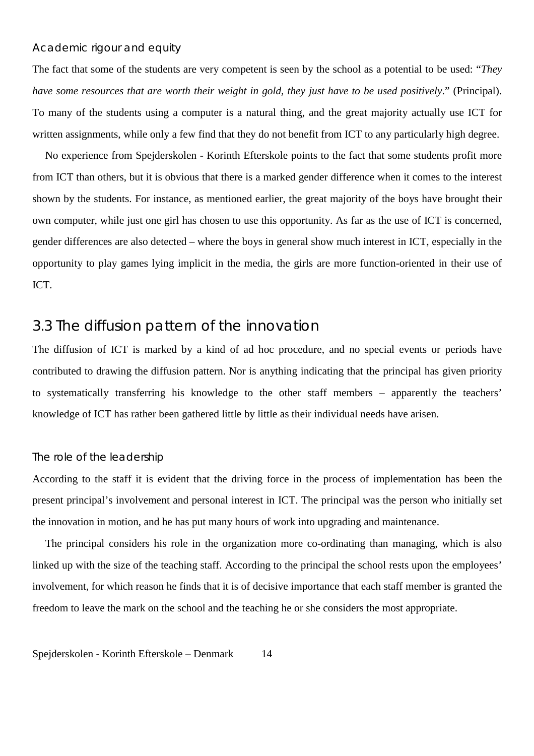### Academic rigour and equity

The fact that some of the students are very competent is seen by the school as a potential to be used: "*They have some resources that are worth their weight in gold, they just have to be used positively*." (Principal). To many of the students using a computer is a natural thing, and the great majority actually use ICT for written assignments, while only a few find that they do not benefit from ICT to any particularly high degree.

No experience from Spejderskolen - Korinth Efterskole points to the fact that some students profit more from ICT than others, but it is obvious that there is a marked gender difference when it comes to the interest shown by the students. For instance, as mentioned earlier, the great majority of the boys have brought their own computer, while just one girl has chosen to use this opportunity. As far as the use of ICT is concerned, gender differences are also detected – where the boys in general show much interest in ICT, especially in the opportunity to play games lying implicit in the media, the girls are more function-oriented in their use of ICT.

## 3.3 The diffusion pattern of the innovation

The diffusion of ICT is marked by a kind of ad hoc procedure, and no special events or periods have contributed to drawing the diffusion pattern. Nor is anything indicating that the principal has given priority to systematically transferring his knowledge to the other staff members – apparently the teachers' knowledge of ICT has rather been gathered little by little as their individual needs have arisen.

### The role of the leadership

According to the staff it is evident that the driving force in the process of implementation has been the present principal's involvement and personal interest in ICT. The principal was the person who initially set the innovation in motion, and he has put many hours of work into upgrading and maintenance.

The principal considers his role in the organization more co-ordinating than managing, which is also linked up with the size of the teaching staff. According to the principal the school rests upon the employees' involvement, for which reason he finds that it is of decisive importance that each staff member is granted the freedom to leave the mark on the school and the teaching he or she considers the most appropriate.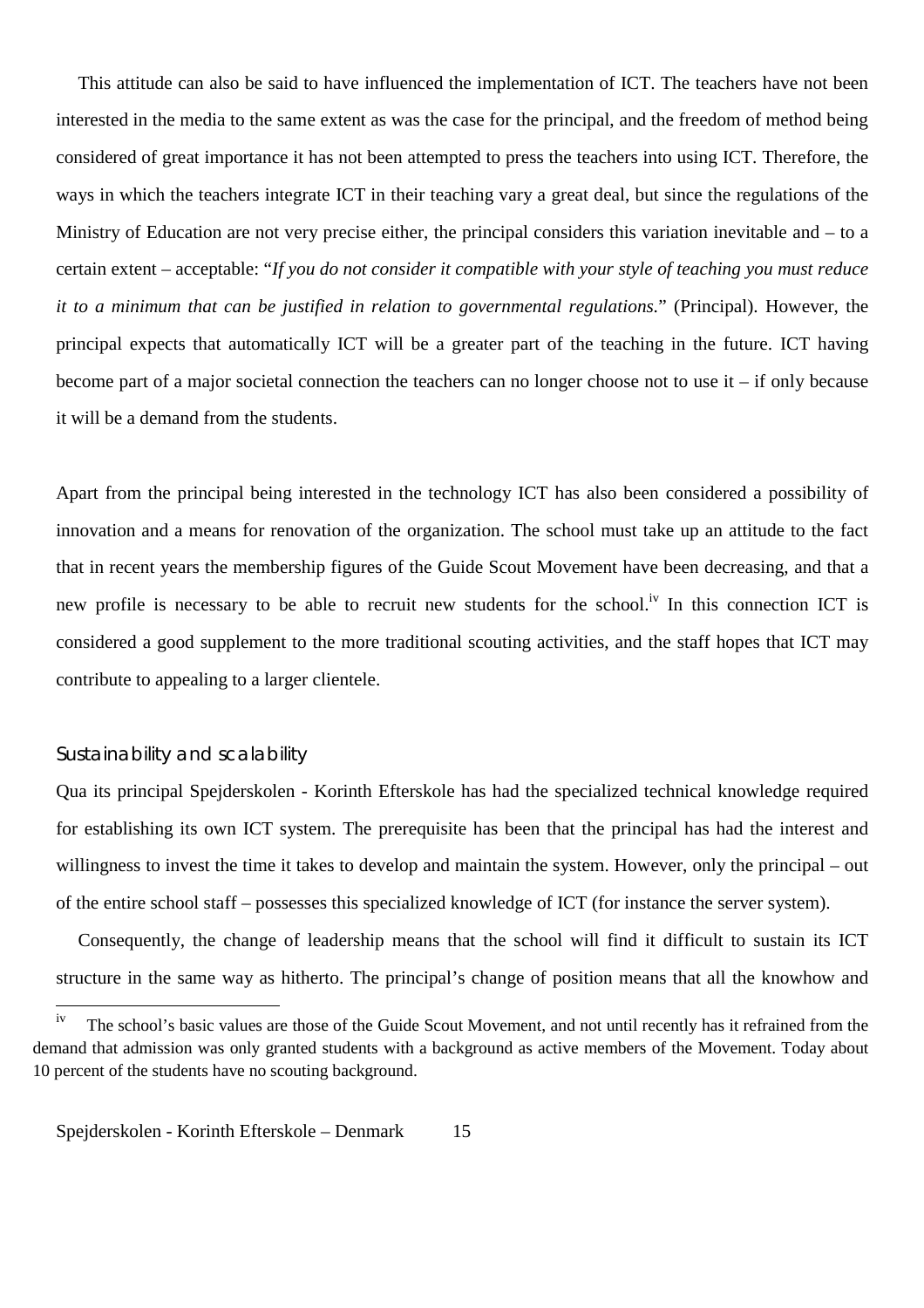This attitude can also be said to have influenced the implementation of ICT. The teachers have not been interested in the media to the same extent as was the case for the principal, and the freedom of method being considered of great importance it has not been attempted to press the teachers into using ICT. Therefore, the ways in which the teachers integrate ICT in their teaching vary a great deal, but since the regulations of the Ministry of Education are not very precise either, the principal considers this variation inevitable and – to a certain extent – acceptable: "*If you do not consider it compatible with your style of teaching you must reduce it to a minimum that can be justified in relation to governmental regulations.*" (Principal). However, the principal expects that automatically ICT will be a greater part of the teaching in the future. ICT having become part of a major societal connection the teachers can no longer choose not to use it – if only because it will be a demand from the students.

Apart from the principal being interested in the technology ICT has also been considered a possibility of innovation and a means for renovation of the organization. The school must take up an attitude to the fact that in recent years the membership figures of the Guide Scout Movement have been decreasing, and that a new profile is necessary to be able to recruit new students for the school.[iv] In this connection ICT is considered a good supplement to the more traditional scouting activities, and the staff hopes that ICT may contribute to appealing to a larger clientele.

### Sustainability and scalability

Qua its principal Spejderskolen - Korinth Efterskole has had the specialized technical knowledge required for establishing its own ICT system. The prerequisite has been that the principal has had the interest and willingness to invest the time it takes to develop and maintain the system. However, only the principal – out of the entire school staff – possesses this specialized knowledge of ICT (for instance the server system).

Consequently, the change of leadership means that the school will find it difficult to sustain its ICT structure in the same way as hitherto. The principal's change of position means that all the knowhow and

[iv] The school's basic values are those of the Guide Scout Movement, and not until recently has it refrained from the demand that admission was only granted students with a background as active members of the Movement. Today about 10 percent of the students have no scouting background.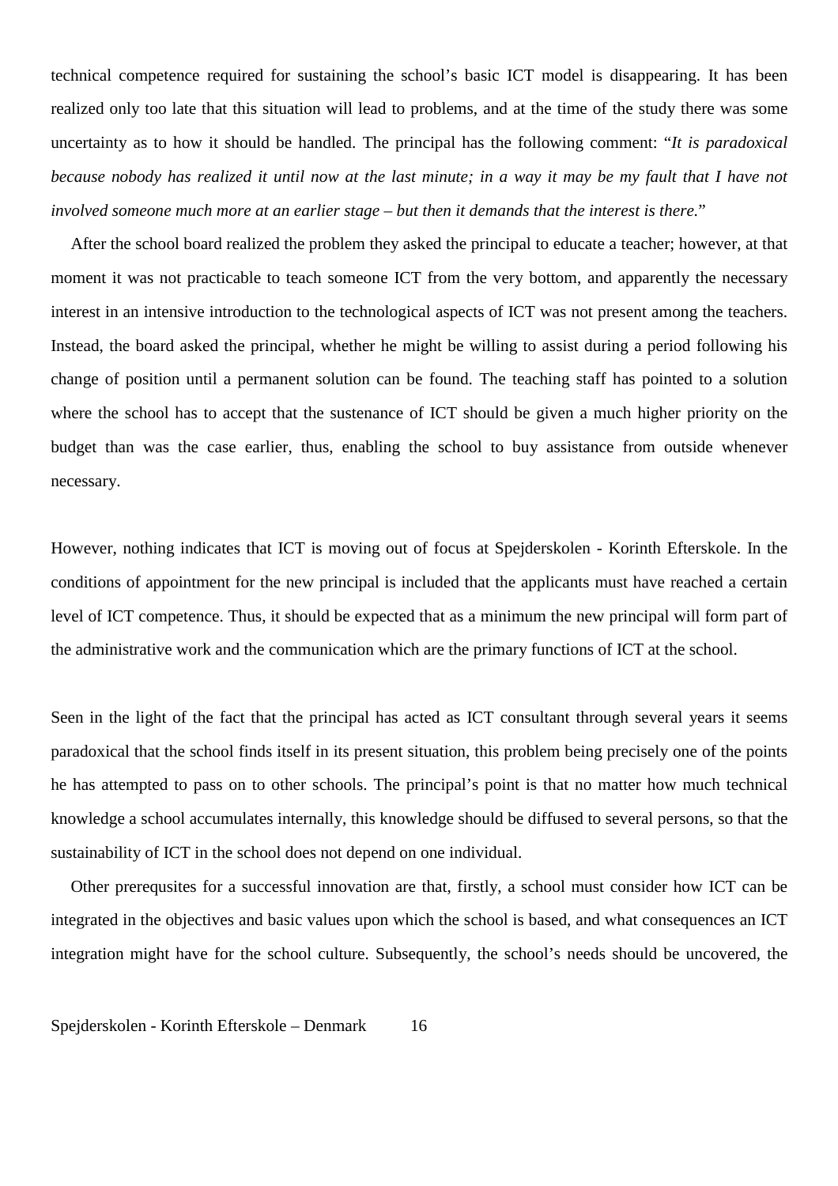technical competence required for sustaining the school's basic ICT model is disappearing. It has been realized only too late that this situation will lead to problems, and at the time of the study there was some uncertainty as to how it should be handled. The principal has the following comment: "*It is paradoxical because nobody has realized it until now at the last minute; in a way it may be my fault that I have not involved someone much more at an earlier stage – but then it demands that the interest is there.*"

After the school board realized the problem they asked the principal to educate a teacher; however, at that moment it was not practicable to teach someone ICT from the very bottom, and apparently the necessary interest in an intensive introduction to the technological aspects of ICT was not present among the teachers. Instead, the board asked the principal, whether he might be willing to assist during a period following his change of position until a permanent solution can be found. The teaching staff has pointed to a solution where the school has to accept that the sustenance of ICT should be given a much higher priority on the budget than was the case earlier, thus, enabling the school to buy assistance from outside whenever necessary.

However, nothing indicates that ICT is moving out of focus at Spejderskolen - Korinth Efterskole. In the conditions of appointment for the new principal is included that the applicants must have reached a certain level of ICT competence. Thus, it should be expected that as a minimum the new principal will form part of the administrative work and the communication which are the primary functions of ICT at the school.

Seen in the light of the fact that the principal has acted as ICT consultant through several years it seems paradoxical that the school finds itself in its present situation, this problem being precisely one of the points he has attempted to pass on to other schools. The principal's point is that no matter how much technical knowledge a school accumulates internally, this knowledge should be diffused to several persons, so that the sustainability of ICT in the school does not depend on one individual.

Other prerequsites for a successful innovation are that, firstly, a school must consider how ICT can be integrated in the objectives and basic values upon which the school is based, and what consequences an ICT integration might have for the school culture. Subsequently, the school's needs should be uncovered, the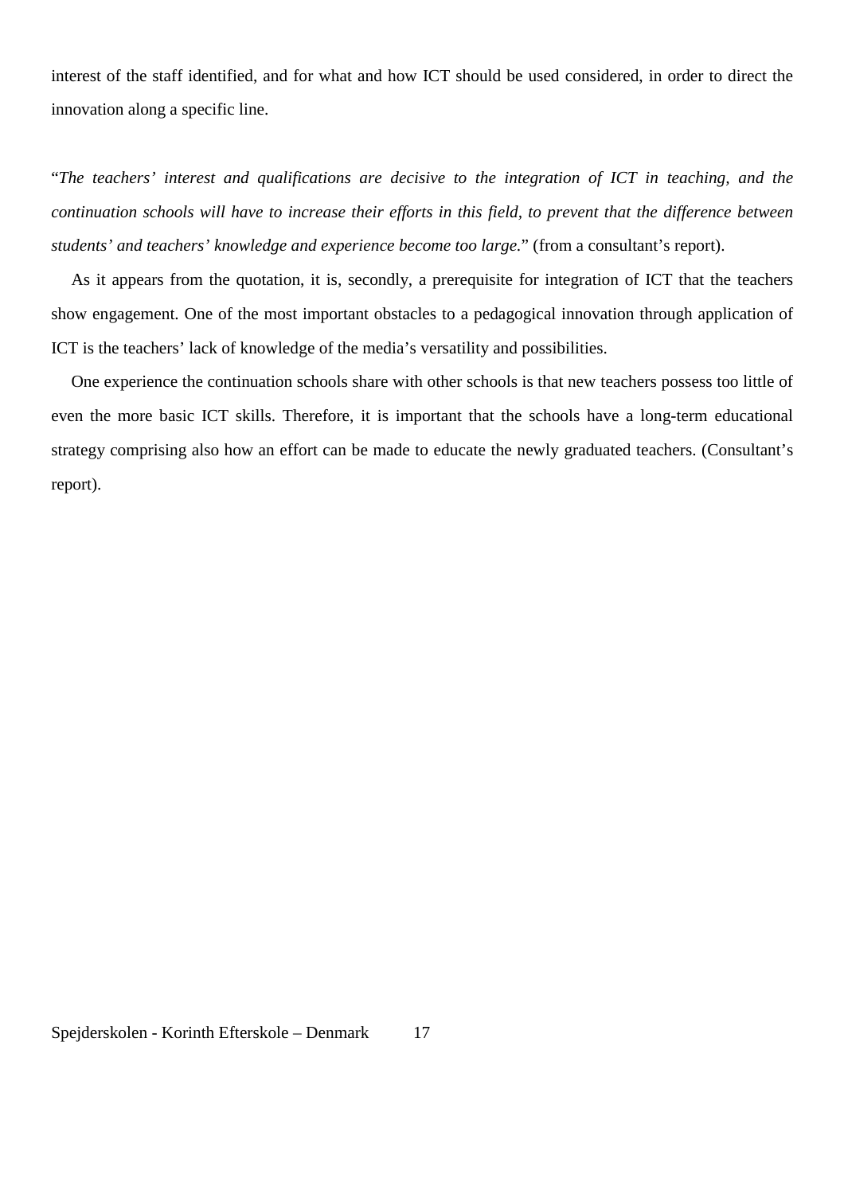interest of the staff identified, and for what and how ICT should be used considered, in order to direct the innovation along a specific line.

"*The teachers' interest and qualifications are decisive to the integration of ICT in teaching, and the continuation schools will have to increase their efforts in this field, to prevent that the difference between students' and teachers' knowledge and experience become too large.*" (from a consultant's report).

As it appears from the quotation, it is, secondly, a prerequisite for integration of ICT that the teachers show engagement. One of the most important obstacles to a pedagogical innovation through application of ICT is the teachers' lack of knowledge of the media's versatility and possibilities.

One experience the continuation schools share with other schools is that new teachers possess too little of even the more basic ICT skills. Therefore, it is important that the schools have a long-term educational strategy comprising also how an effort can be made to educate the newly graduated teachers. (Consultant's report).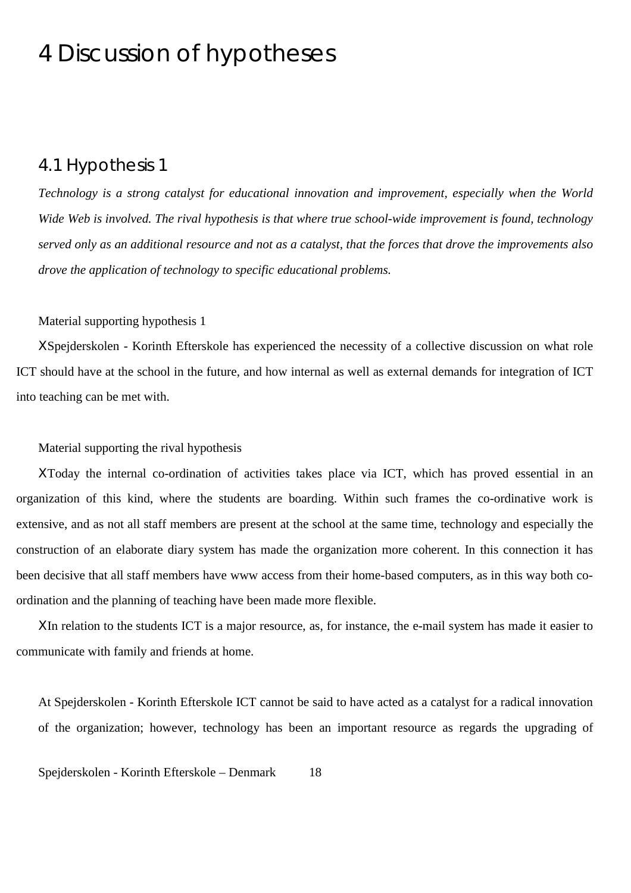# 4 Discussion of hypotheses

## 4.1 Hypothesis 1

*Technology is a strong catalyst for educational innovation and improvement, especially when the World Wide Web is involved. The rival hypothesis is that where true school-wide improvement is found, technology served only as an additional resource and not as a catalyst, that the forces that drove the improvements also drove the application of technology to specific educational problems.*

Material supporting hypothesis 1

- Spejderskolen - Korinth Efterskole has experienced the necessity of a collective discussion on what role ICT should have at the school in the future, and how internal as well as external demands for integration of ICT into teaching can be met with.

Material supporting the rival hypothesis

- Today the internal co-ordination of activities takes place via ICT, which has proved essential in an organization of this kind, where the students are boarding. Within such frames the co-ordinative work is extensive, and as not all staff members are present at the school at the same time, technology and especially the construction of an elaborate diary system has made the organization more coherent. In this connection it has been decisive that all staff members have www access from their home-based computers, as in this way both co-ordination and the planning of teaching have been made more flexible.
- In relation to the students ICT is a major resource, as, for instance, the e-mail system has made it easier to communicate with family and friends at home.

At Spejderskolen - Korinth Efterskole ICT cannot be said to have acted as a catalyst for a radical innovation of the organization; however, technology has been an important resource as regards the upgrading of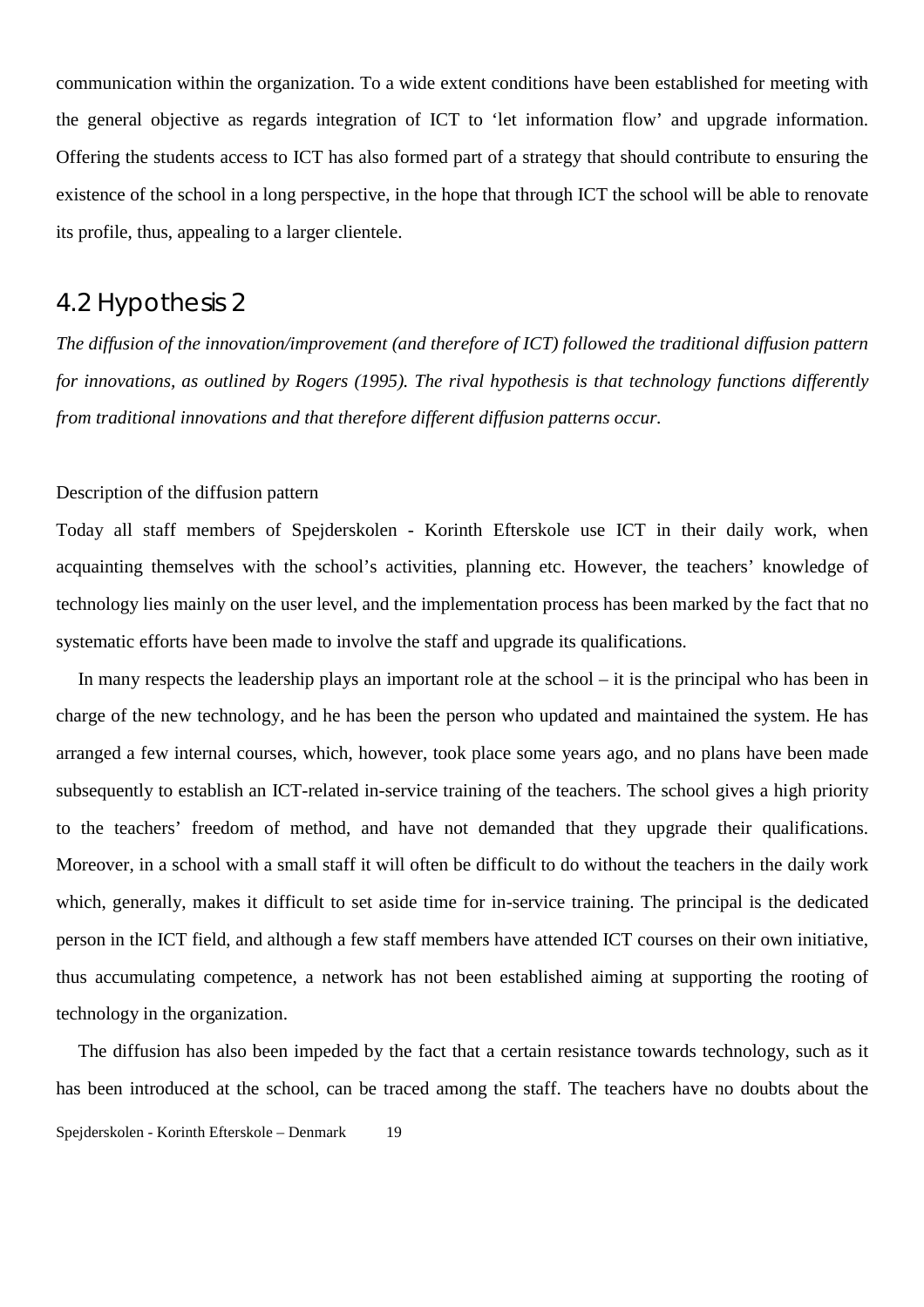communication within the organization. To a wide extent conditions have been established for meeting with the general objective as regards integration of ICT to 'let information flow' and upgrade information. Offering the students access to ICT has also formed part of a strategy that should contribute to ensuring the existence of the school in a long perspective, in the hope that through ICT the school will be able to renovate its profile, thus, appealing to a larger clientele.

## 4.2 Hypothesis 2

*The diffusion of the innovation/improvement (and therefore of ICT) followed the traditional diffusion pattern for innovations, as outlined by Rogers (1995). The rival hypothesis is that technology functions differently from traditional innovations and that therefore different diffusion patterns occur.*

Description of the diffusion pattern

Today all staff members of Spejderskolen - Korinth Efterskole use ICT in their daily work, when acquainting themselves with the school's activities, planning etc. However, the teachers' knowledge of technology lies mainly on the user level, and the implementation process has been marked by the fact that no systematic efforts have been made to involve the staff and upgrade its qualifications.

In many respects the leadership plays an important role at the school – it is the principal who has been in charge of the new technology, and he has been the person who updated and maintained the system. He has arranged a few internal courses, which, however, took place some years ago, and no plans have been made subsequently to establish an ICT-related in-service training of the teachers. The school gives a high priority to the teachers' freedom of method, and have not demanded that they upgrade their qualifications. Moreover, in a school with a small staff it will often be difficult to do without the teachers in the daily work which, generally, makes it difficult to set aside time for in-service training. The principal is the dedicated person in the ICT field, and although a few staff members have attended ICT courses on their own initiative, thus accumulating competence, a network has not been established aiming at supporting the rooting of technology in the organization.

The diffusion has also been impeded by the fact that a certain resistance towards technology, such as it has been introduced at the school, can be traced among the staff. The teachers have no doubts about the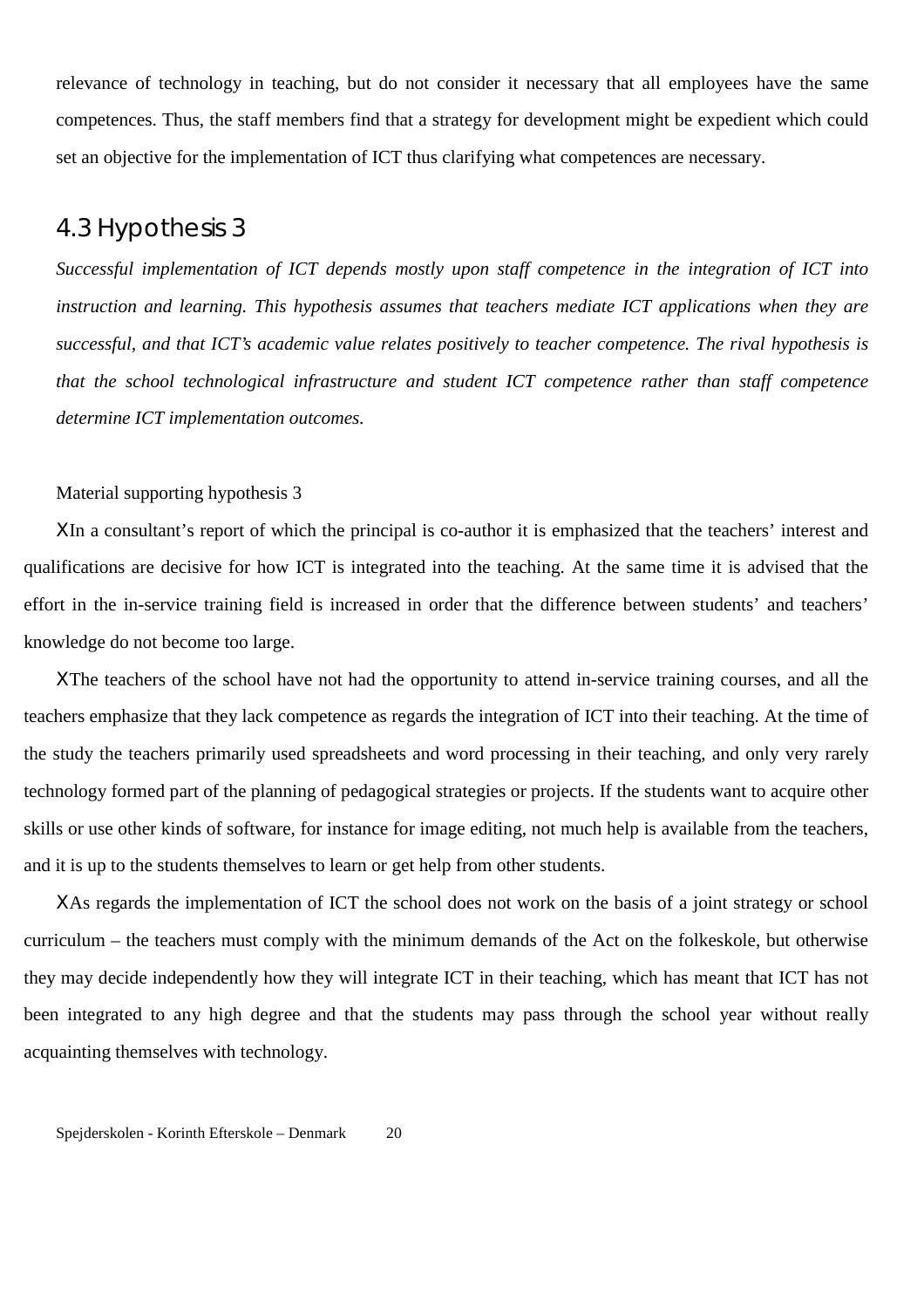relevance of technology in teaching, but do not consider it necessary that all employees have the same competences. Thus, the staff members find that a strategy for development might be expedient which could set an objective for the implementation of ICT thus clarifying what competences are necessary.

## 4.3 Hypothesis 3

*Successful implementation of ICT depends mostly upon staff competence in the integration of ICT into instruction and learning. This hypothesis assumes that teachers mediate ICT applications when they are successful, and that ICT's academic value relates positively to teacher competence. The rival hypothesis is that the school technological infrastructure and student ICT competence rather than staff competence determine ICT implementation outcomes.*

Material supporting hypothesis 3

- In a consultant's report of which the principal is co-author it is emphasized that the teachers' interest and qualifications are decisive for how ICT is integrated into the teaching. At the same time it is advised that the effort in the in-service training field is increased in order that the difference between students' and teachers' knowledge do not become too large.
- The teachers of the school have not had the opportunity to attend in-service training courses, and all the teachers emphasize that they lack competence as regards the integration of ICT into their teaching. At the time of the study the teachers primarily used spreadsheets and word processing in their teaching, and only very rarely technology formed part of the planning of pedagogical strategies or projects. If the students want to acquire other skills or use other kinds of software, for instance for image editing, not much help is available from the teachers, and it is up to the students themselves to learn or get help from other students.
- As regards the implementation of ICT the school does not work on the basis of a joint strategy or school curriculum – the teachers must comply with the minimum demands of the Act on the folkeskole, but otherwise they may decide independently how they will integrate ICT in their teaching, which has meant that ICT has not been integrated to any high degree and that the students may pass through the school year without really acquainting themselves with technology.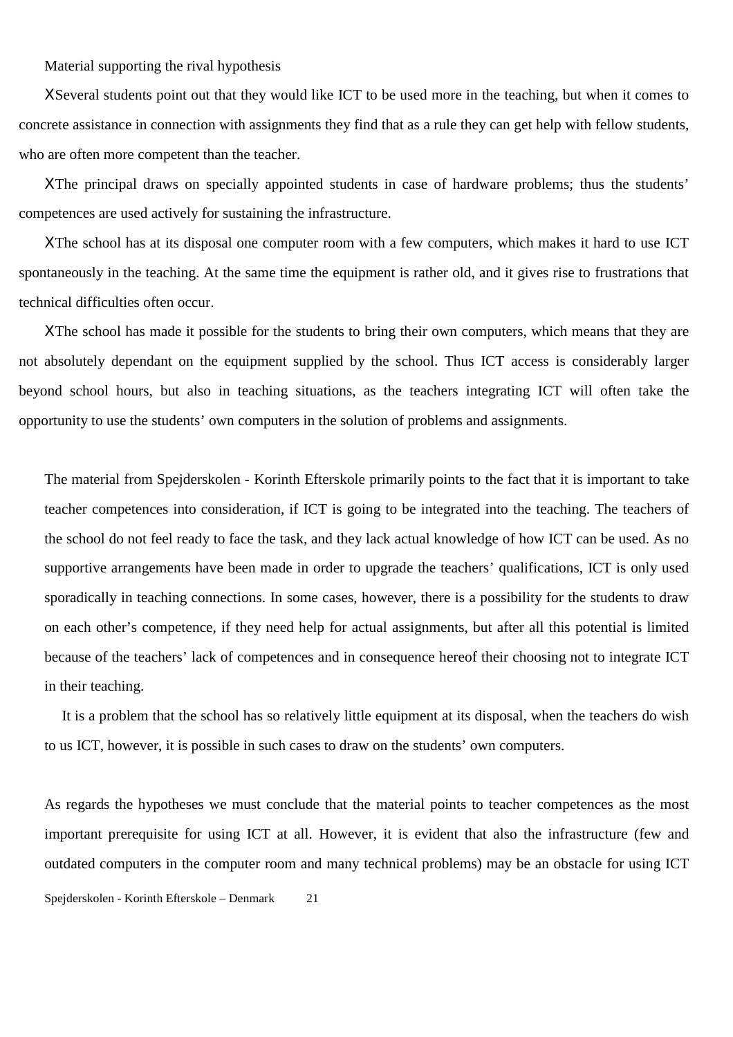Material supporting the rival hypothesis

- Several students point out that they would like ICT to be used more in the teaching, but when it comes to concrete assistance in connection with assignments they find that as a rule they can get help with fellow students, who are often more competent than the teacher.
- The principal draws on specially appointed students in case of hardware problems; thus the students' competences are used actively for sustaining the infrastructure.
- The school has at its disposal one computer room with a few computers, which makes it hard to use ICT spontaneously in the teaching. At the same time the equipment is rather old, and it gives rise to frustrations that technical difficulties often occur.
- The school has made it possible for the students to bring their own computers, which means that they are not absolutely dependant on the equipment supplied by the school. Thus ICT access is considerably larger beyond school hours, but also in teaching situations, as the teachers integrating ICT will often take the opportunity to use the students' own computers in the solution of problems and assignments.

The material from Spejderskolen - Korinth Efterskole primarily points to the fact that it is important to take teacher competences into consideration, if ICT is going to be integrated into the teaching. The teachers of the school do not feel ready to face the task, and they lack actual knowledge of how ICT can be used. As no supportive arrangements have been made in order to upgrade the teachers' qualifications, ICT is only used sporadically in teaching connections. In some cases, however, there is a possibility for the students to draw on each other's competence, if they need help for actual assignments, but after all this potential is limited because of the teachers' lack of competences and in consequence hereof their choosing not to integrate ICT in their teaching.

It is a problem that the school has so relatively little equipment at its disposal, when the teachers do wish to us ICT, however, it is possible in such cases to draw on the students' own computers.

As regards the hypotheses we must conclude that the material points to teacher competences as the most important prerequisite for using ICT at all. However, it is evident that also the infrastructure (few and outdated computers in the computer room and many technical problems) may be an obstacle for using ICT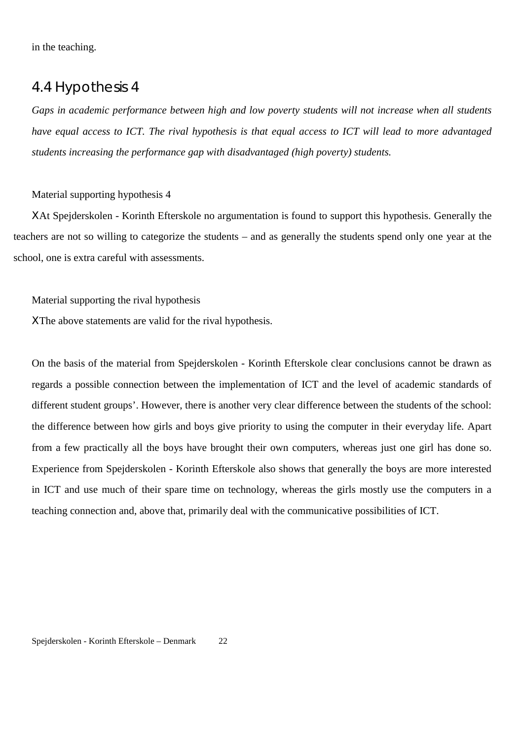in the teaching.

## 4.4 Hypothesis 4

*Gaps in academic performance between high and low poverty students will not increase when all students have equal access to ICT. The rival hypothesis is that equal access to ICT will lead to more advantaged students increasing the performance gap with disadvantaged (high poverty) students.*

Material supporting hypothesis 4

X At Spejderskolen - Korinth Efterskole no argumentation is found to support this hypothesis. Generally the teachers are not so willing to categorize the students – and as generally the students spend only one year at the school, one is extra careful with assessments.

Material supporting the rival hypothesis

X The above statements are valid for the rival hypothesis.

On the basis of the material from Spejderskolen - Korinth Efterskole clear conclusions cannot be drawn as regards a possible connection between the implementation of ICT and the level of academic standards of different student groups'. However, there is another very clear difference between the students of the school: the difference between how girls and boys give priority to using the computer in their everyday life. Apart from a few practically all the boys have brought their own computers, whereas just one girl has done so. Experience from Spejderskolen - Korinth Efterskole also shows that generally the boys are more interested in ICT and use much of their spare time on technology, whereas the girls mostly use the computers in a teaching connection and, above that, primarily deal with the communicative possibilities of ICT.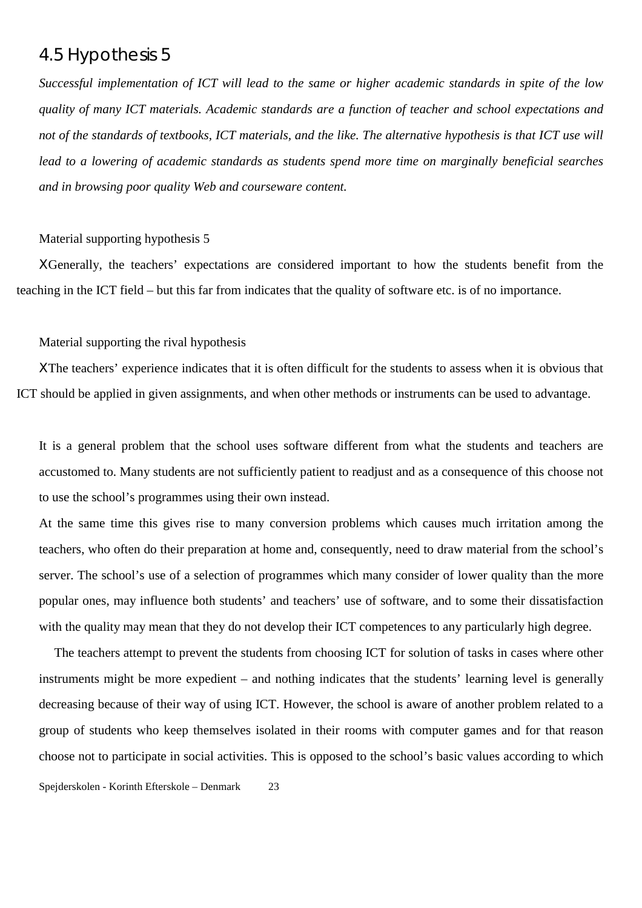## 4.5 Hypothesis 5

*Successful implementation of ICT will lead to the same or higher academic standards in spite of the low quality of many ICT materials. Academic standards are a function of teacher and school expectations and not of the standards of textbooks, ICT materials, and the like. The alternative hypothesis is that ICT use will lead to a lowering of academic standards as students spend more time on marginally beneficial searches and in browsing poor quality Web and courseware content.*

Material supporting hypothesis 5

- Generally, the teachers' expectations are considered important to how the students benefit from the teaching in the ICT field – but this far from indicates that the quality of software etc. is of no importance.

Material supporting the rival hypothesis

- The teachers' experience indicates that it is often difficult for the students to assess when it is obvious that ICT should be applied in given assignments, and when other methods or instruments can be used to advantage.

It is a general problem that the school uses software different from what the students and teachers are accustomed to. Many students are not sufficiently patient to readjust and as a consequence of this choose not to use the school's programmes using their own instead.

At the same time this gives rise to many conversion problems which causes much irritation among the teachers, who often do their preparation at home and, consequently, need to draw material from the school's server. The school's use of a selection of programmes which many consider of lower quality than the more popular ones, may influence both students' and teachers' use of software, and to some their dissatisfaction with the quality may mean that they do not develop their ICT competences to any particularly high degree.

The teachers attempt to prevent the students from choosing ICT for solution of tasks in cases where other instruments might be more expedient – and nothing indicates that the students' learning level is generally decreasing because of their way of using ICT. However, the school is aware of another problem related to a group of students who keep themselves isolated in their rooms with computer games and for that reason choose not to participate in social activities. This is opposed to the school's basic values according to which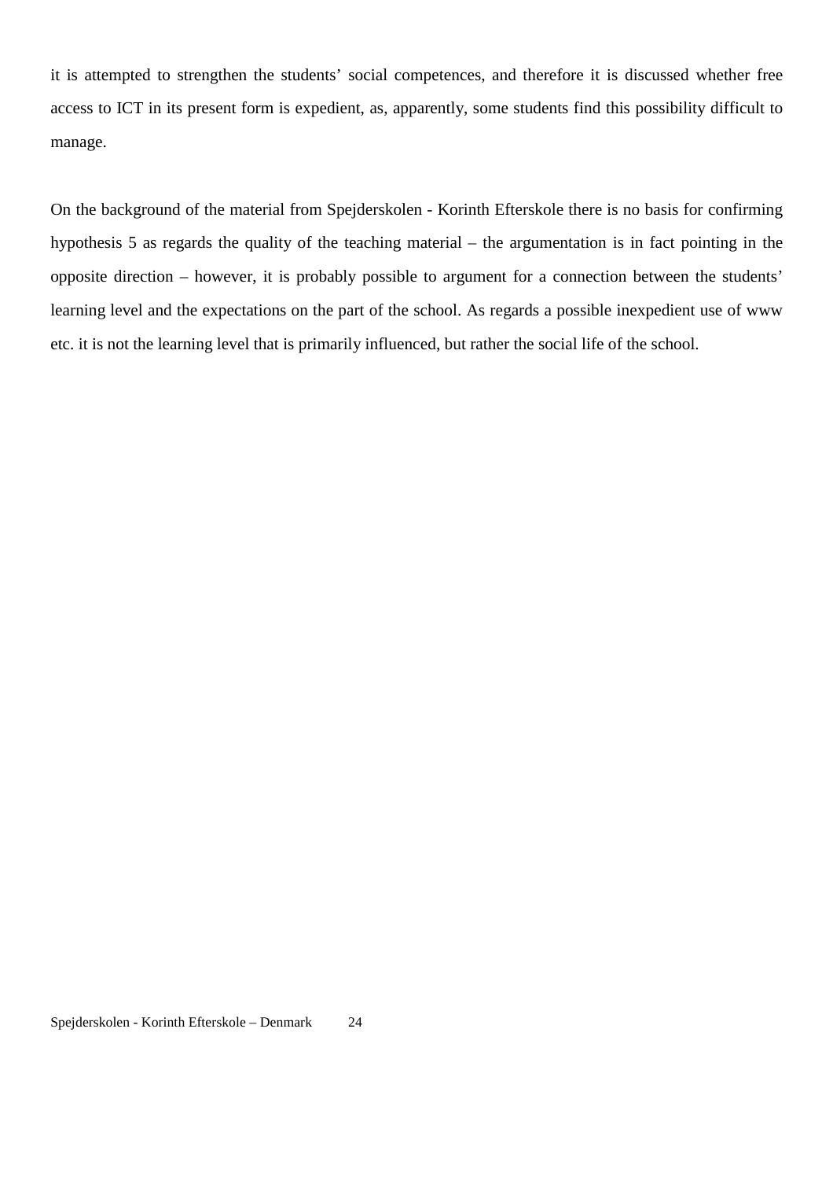it is attempted to strengthen the students' social competences, and therefore it is discussed whether free access to ICT in its present form is expedient, as, apparently, some students find this possibility difficult to manage.

On the background of the material from Spejderskolen - Korinth Efterskole there is no basis for confirming hypothesis 5 as regards the quality of the teaching material – the argumentation is in fact pointing in the opposite direction – however, it is probably possible to argument for a connection between the students' learning level and the expectations on the part of the school. As regards a possible inexpedient use of www etc. it is not the learning level that is primarily influenced, but rather the social life of the school.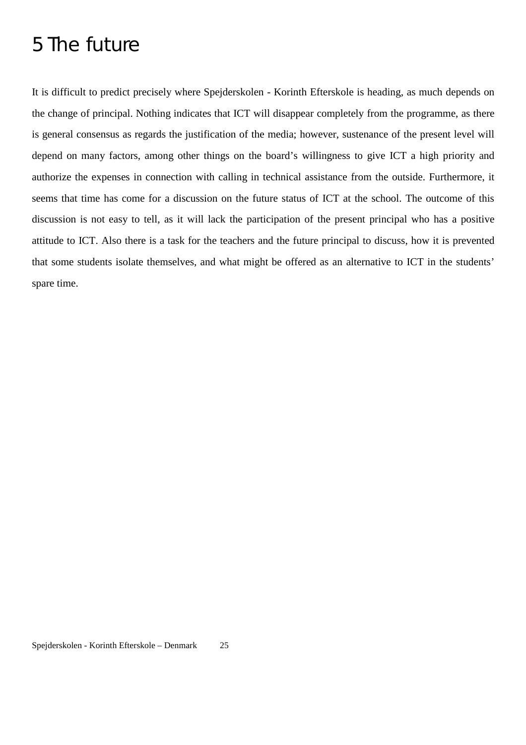# 5 The future

It is difficult to predict precisely where Spejderskolen - Korinth Efterskole is heading, as much depends on the change of principal. Nothing indicates that ICT will disappear completely from the programme, as there is general consensus as regards the justification of the media; however, sustenance of the present level will depend on many factors, among other things on the board's willingness to give ICT a high priority and authorize the expenses in connection with calling in technical assistance from the outside. Furthermore, it seems that time has come for a discussion on the future status of ICT at the school. The outcome of this discussion is not easy to tell, as it will lack the participation of the present principal who has a positive attitude to ICT. Also there is a task for the teachers and the future principal to discuss, how it is prevented that some students isolate themselves, and what might be offered as an alternative to ICT in the students' spare time.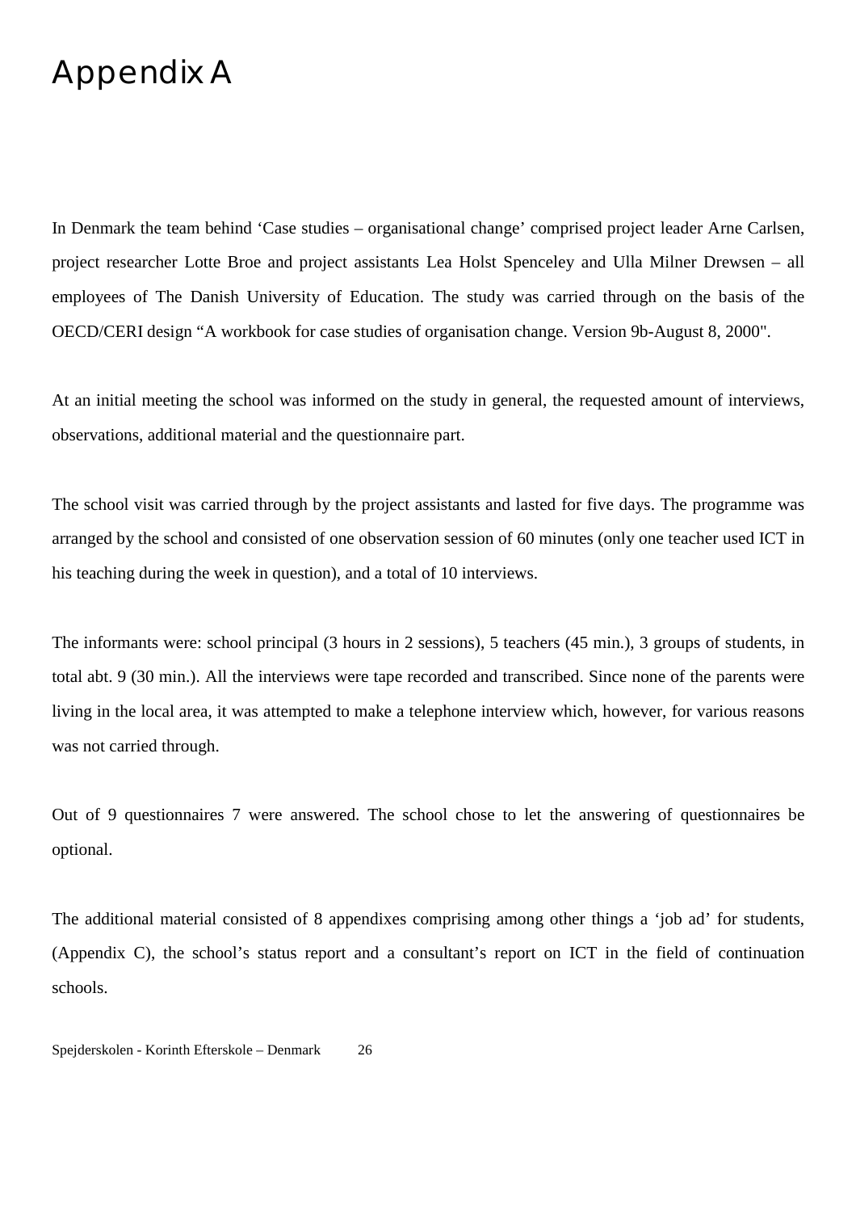# Appendix A

In Denmark the team behind 'Case studies – organisational change' comprised project leader Arne Carlsen, project researcher Lotte Broe and project assistants Lea Holst Spenceley and Ulla Milner Drewsen – all employees of The Danish University of Education. The study was carried through on the basis of the OECD/CERI design "A workbook for case studies of organisation change. Version 9b-August 8, 2000".

At an initial meeting the school was informed on the study in general, the requested amount of interviews, observations, additional material and the questionnaire part.

The school visit was carried through by the project assistants and lasted for five days. The programme was arranged by the school and consisted of one observation session of 60 minutes (only one teacher used ICT in his teaching during the week in question), and a total of 10 interviews.

The informants were: school principal (3 hours in 2 sessions), 5 teachers (45 min.), 3 groups of students, in total abt. 9 (30 min.). All the interviews were tape recorded and transcribed. Since none of the parents were living in the local area, it was attempted to make a telephone interview which, however, for various reasons was not carried through.

Out of 9 questionnaires 7 were answered. The school chose to let the answering of questionnaires be optional.

The additional material consisted of 8 appendixes comprising among other things a 'job ad' for students, (Appendix C), the school's status report and a consultant's report on ICT in the field of continuation schools.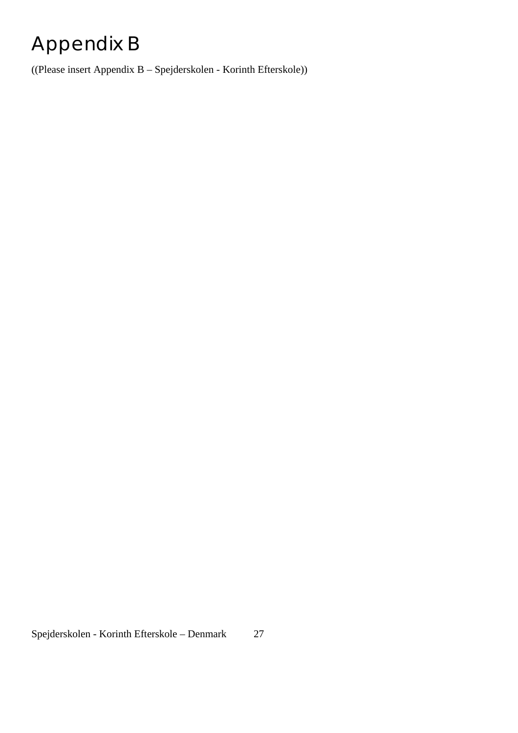# Appendix B

((Please insert Appendix B – Spejderskolen - Korinth Efterskole))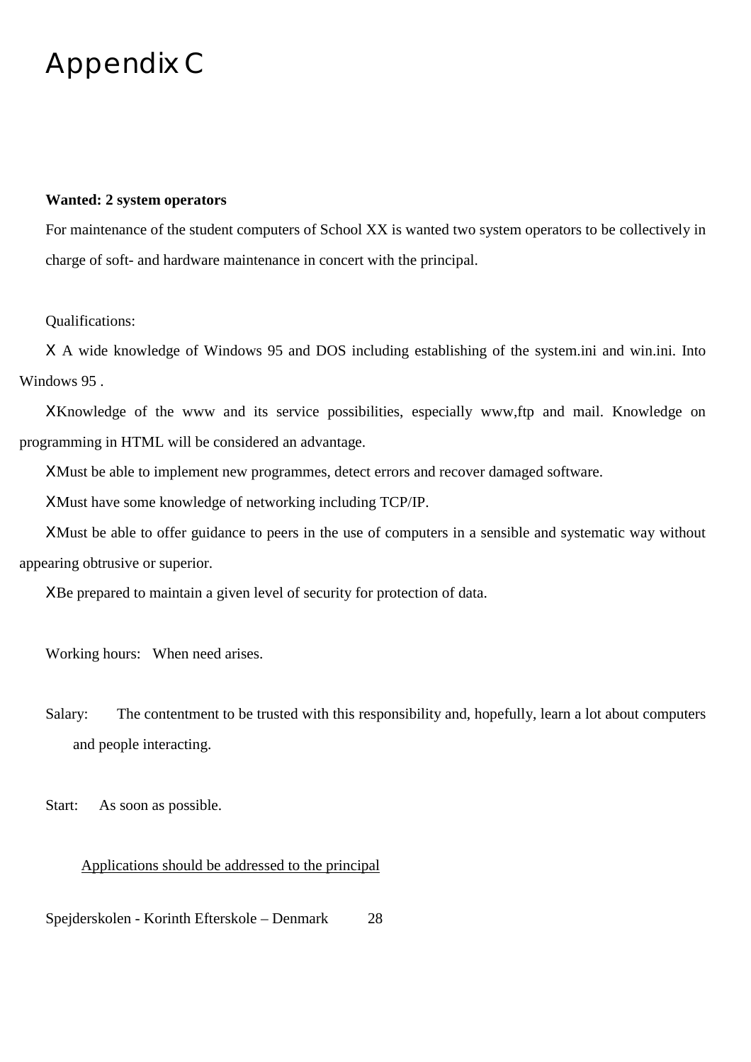# Appendix C

**Wanted: 2 system operators**

For maintenance of the student computers of School XX is wanted two system operators to be collectively in charge of soft- and hardware maintenance in concert with the principal.

Qualifications:

- A wide knowledge of Windows 95 and DOS including establishing of the system.ini and win.ini. Into Windows 95 .
- Knowledge of the www and its service possibilities, especially www,ftp and mail. Knowledge on programming in HTML will be considered an advantage.
- Must be able to implement new programmes, detect errors and recover damaged software.
- Must have some knowledge of networking including TCP/IP.
- Must be able to offer guidance to peers in the use of computers in a sensible and systematic way without appearing obtrusive or superior.
- Be prepared to maintain a given level of security for protection of data.

Working hours: When need arises.

Salary: The contentment to be trusted with this responsibility and, hopefully, learn a lot about computers and people interacting.

Start: As soon as possible.

<u>Applications should be addressed to the principal</u>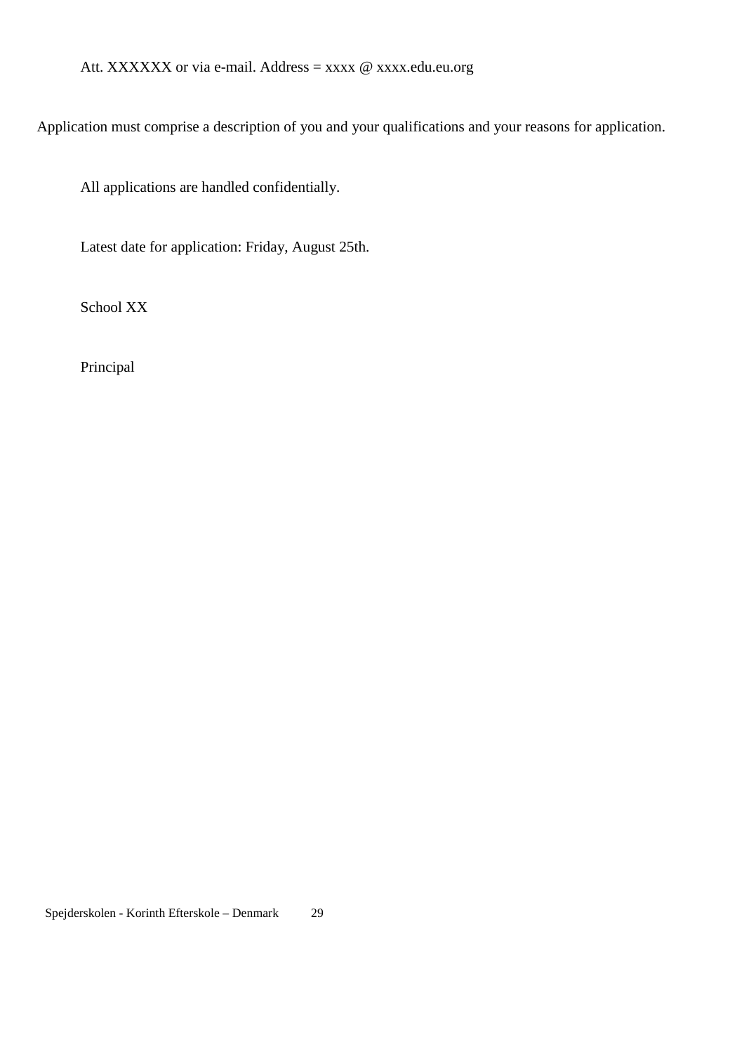Att. XXXXXX or via e-mail. Address = xxxx @ xxxx.edu.eu.org

Application must comprise a description of you and your qualifications and your reasons for application.

All applications are handled confidentially.

Latest date for application: Friday, August 25th.

School XX

Principal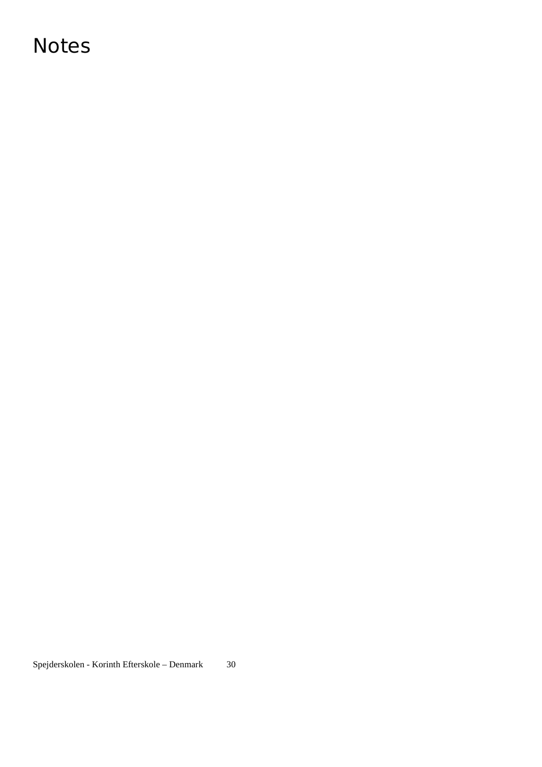# Notes